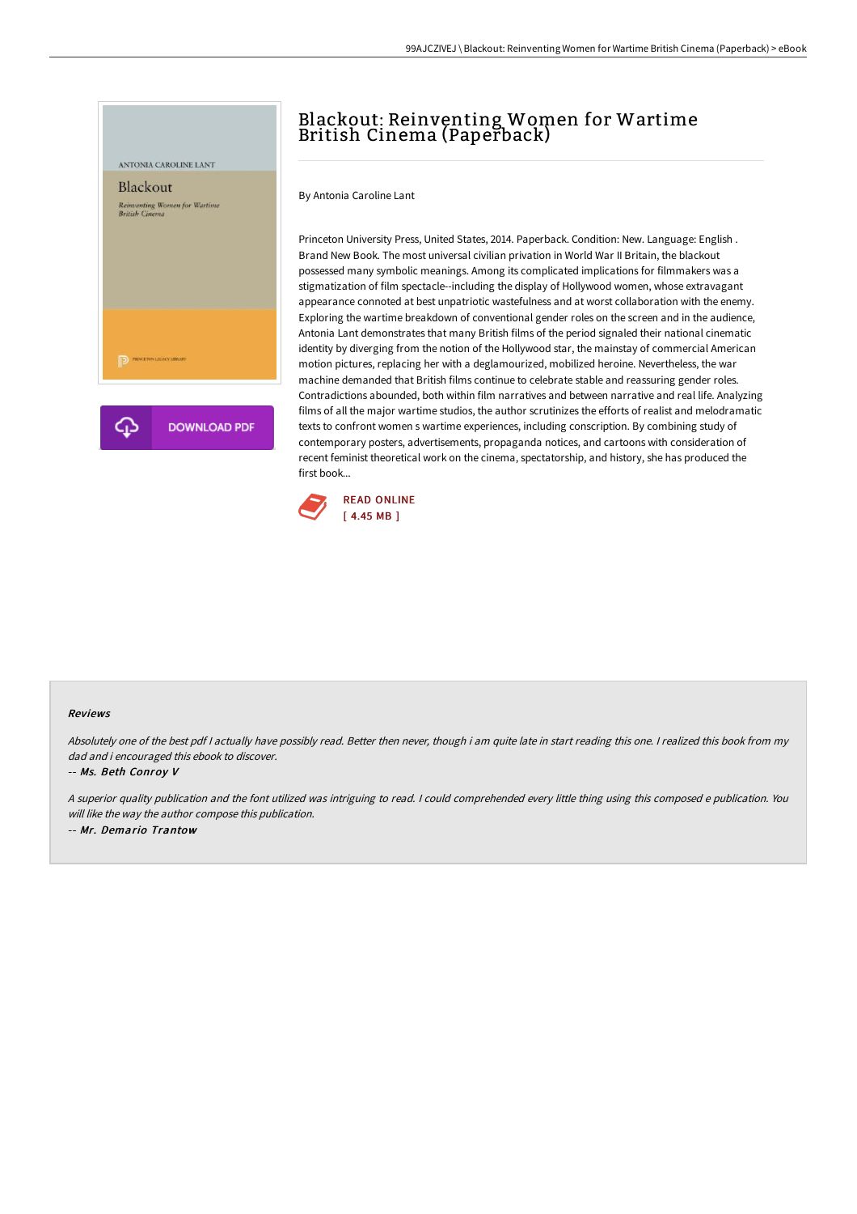# Blackout: Reinventing Women for Wartime British Cinema (Paperback)

By Antonia Caroline Lant

Princeton University Press, United States, 2014. Paperback. Condition: New. Language: English . Brand New Book. The most universal civilian privation in World War II Britain, the blackout possessed many symbolic meanings. Among its complicated implications for filmmakers was a stigmatization of film spectacle--including the display of Hollywood women, whose extravagant appearance connoted at best unpatriotic wastefulness and at worst collaboration with the enemy. Exploring the wartime breakdown of conventional gender roles on the screen and in the audience, Antonia Lant demonstrates that many British films of the period signaled their national cinematic identity by diverging from the notion of the Hollywood star, the mainstay of commercial American motion pictures, replacing her with a deglamourized, mobilized heroine. Nevertheless, the war machine demanded that British films continue to celebrate stable and reassuring gender roles. Contradictions abounded, both within film narratives and between narrative and real life. Analyzing films of all the major wartime studios, the author scrutinizes the efforts of realist and melodramatic texts to confront women s wartime experiences, including conscription. By combining study of contemporary posters, advertisements, propaganda notices, and cartoons with consideration of recent feminist theoretical work on the cinema, spectatorship, and history, she has produced the first book...

READ ONLINE
[ 4.45 MB ]

### Reviews

*Absolutely one of the best pdf I actually have possibly read. Better then never, though i am quite late in start reading this one. I realized this book from my dad and i encouraged this ebook to discover.*

-- *Ms. Beth Conroy V*

*A superior quality publication and the font utilized was intriguing to read. I could comprehended every little thing using this composed e publication. You will like the way the author compose this publication.*

-- *Mr. Demario Trantow*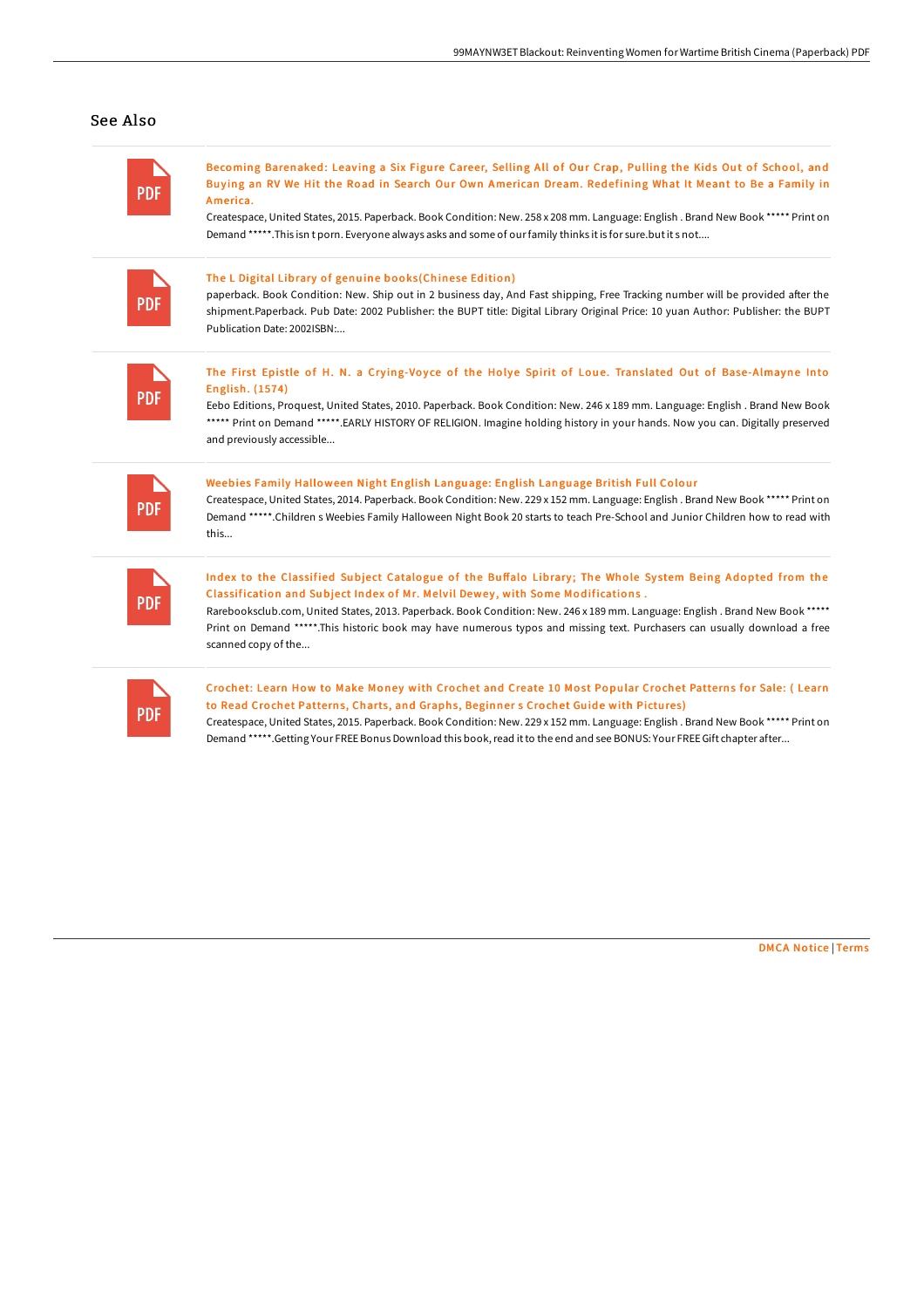## See Also

**Becoming Barenaked: Leaving a Six Figure Career, Selling All of Our Crap, Pulling the Kids Out of School, and Buying an RV We Hit the Road in Search Our Own American Dream. Redefining What It Meant to Be a Family in America.**

Createspace, United States, 2015. Paperback. Book Condition: New. 258 x 208 mm. Language: English . Brand New Book ***** Print on Demand *****.This isn t porn. Everyone always asks and some of our family thinks it is for sure.but it s not....

**The L Digital Library of genuine books(Chinese Edition)**

paperback. Book Condition: New. Ship out in 2 business day, And Fast shipping, Free Tracking number will be provided after the shipment.Paperback. Pub Date: 2002 Publisher: the BUPT title: Digital Library Original Price: 10 yuan Author: Publisher: the BUPT Publication Date: 2002ISBN:...

**The First Epistle of H. N. a Crying-Voyce of the Holye Spirit of Loue. Translated Out of Base-Almayne Into English. (1574)**

Eebo Editions, Proquest, United States, 2010. Paperback. Book Condition: New. 246 x 189 mm. Language: English . Brand New Book ***** Print on Demand *****.EARLY HISTORY OF RELIGION. Imagine holding history in your hands. Now you can. Digitally preserved and previously accessible...

**Weebies Family Halloween Night English Language: English Language British Full Colour**

Createspace, United States, 2014. Paperback. Book Condition: New. 229 x 152 mm. Language: English . Brand New Book ***** Print on Demand *****.Children s Weebies Family Halloween Night Book 20 starts to teach Pre-School and Junior Children how to read with this...

**Index to the Classified Subject Catalogue of the Buffalo Library; The Whole System Being Adopted from the Classification and Subject Index of Mr. Melvil Dewey, with Some Modifications .**

Rarebooksclub.com, United States, 2013. Paperback. Book Condition: New. 246 x 189 mm. Language: English . Brand New Book ***** Print on Demand *****.This historic book may have numerous typos and missing text. Purchasers can usually download a free scanned copy of the...

**Crochet: Learn How to Make Money with Crochet and Create 10 Most Popular Crochet Patterns for Sale: ( Learn to Read Crochet Patterns, Charts, and Graphs, Beginner s Crochet Guide with Pictures)**

Createspace, United States, 2015. Paperback. Book Condition: New. 229 x 152 mm. Language: English . Brand New Book ***** Print on Demand *****.Getting Your FREE Bonus Download this book, read it to the end and see BONUS: Your FREE Gift chapter after...